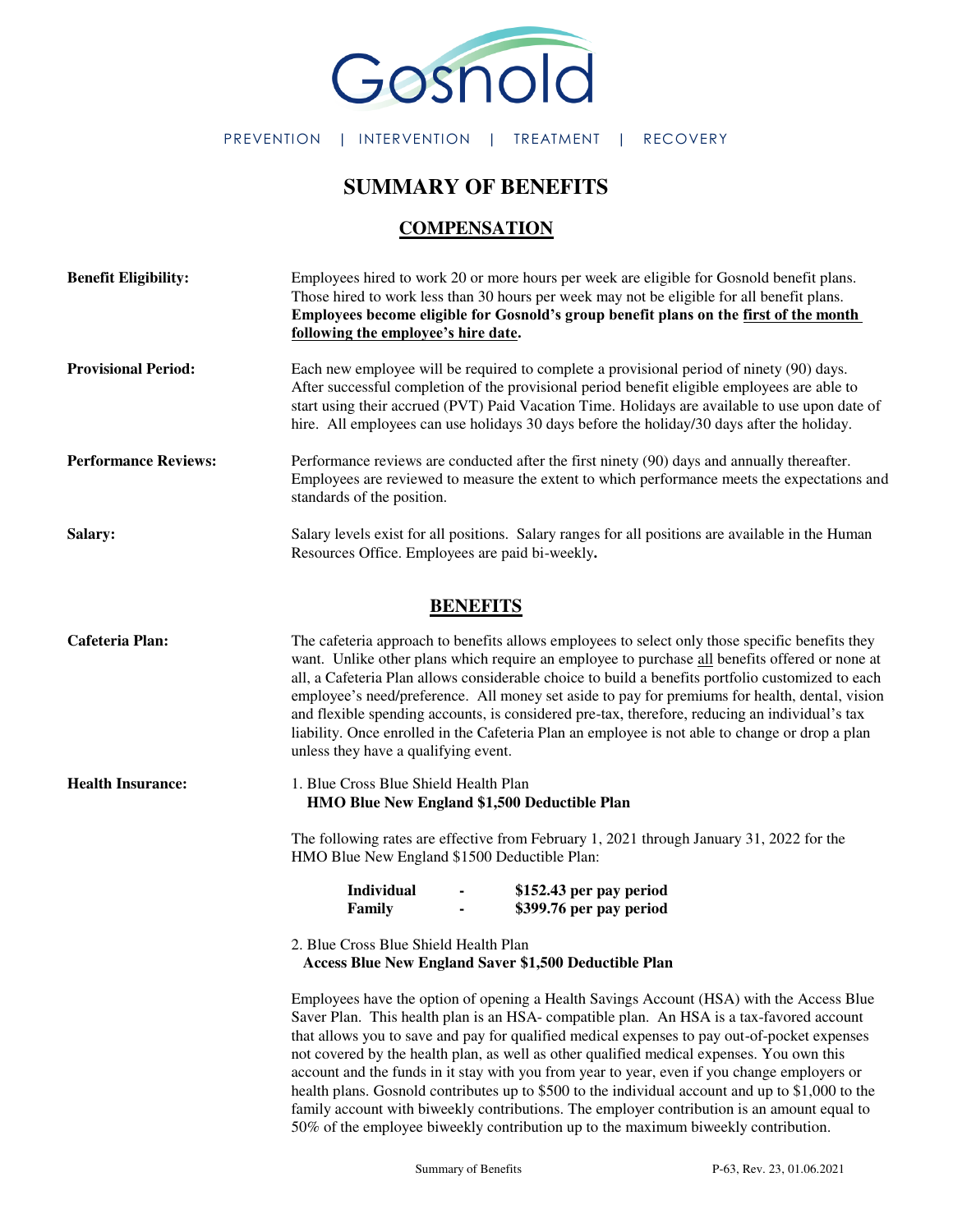Gosnold

PREVENTION | INTERVENTION | TREATMENT | RECOVERY

# SUMMARY OF BENEFITS

## COMPENSATION

**Benefit Eligibility:** Employees hired to work 20 or more hours per week are eligible for Gosnold benefit plans. Those hired to work less than 30 hours per week may not be eligible for all benefit plans. **Employees become eligible for Gosnold's group benefit plans on the first of the month following the employee's hire date.**

**Provisional Period:** Each new employee will be required to complete a provisional period of ninety (90) days. After successful completion of the provisional period benefit eligible employees are able to start using their accrued (PVT) Paid Vacation Time. Holidays are available to use upon date of hire. All employees can use holidays 30 days before the holiday/30 days after the holiday.

**Performance Reviews:** Performance reviews are conducted after the first ninety (90) days and annually thereafter. Employees are reviewed to measure the extent to which performance meets the expectations and standards of the position.

**Salary:** Salary levels exist for all positions. Salary ranges for all positions are available in the Human Resources Office. Employees are paid bi-weekly.

## BENEFITS

**Cafeteria Plan:** The cafeteria approach to benefits allows employees to select only those specific benefits they want. Unlike other plans which require an employee to purchase all benefits offered or none at all, a Cafeteria Plan allows considerable choice to build a benefits portfolio customized to each employee's need/preference. All money set aside to pay for premiums for health, dental, vision and flexible spending accounts, is considered pre-tax, therefore, reducing an individual's tax liability. Once enrolled in the Cafeteria Plan an employee is not able to change or drop a plan unless they have a qualifying event.

**Health Insurance:**

1. Blue Cross Blue Shield Health Plan
   **HMO Blue New England $1,500 Deductible Plan**

The following rates are effective from February 1, 2021 through January 31, 2022 for the HMO Blue New England $1500 Deductible Plan:

| | | |
|---|---|---|
| **Individual** | - | **$152.43 per pay period** |
| **Family** | - | **$399.76 per pay period** |

2. Blue Cross Blue Shield Health Plan
   **Access Blue New England Saver $1,500 Deductible Plan**

Employees have the option of opening a Health Savings Account (HSA) with the Access Blue Saver Plan. This health plan is an HSA- compatible plan. An HSA is a tax-favored account that allows you to save and pay for qualified medical expenses to pay out-of-pocket expenses not covered by the health plan, as well as other qualified medical expenses. You own this account and the funds in it stay with you from year to year, even if you change employers or health plans. Gosnold contributes up to $500 to the individual account and up to $1,000 to the family account with biweekly contributions. The employer contribution is an amount equal to 50% of the employee biweekly contribution up to the maximum biweekly contribution.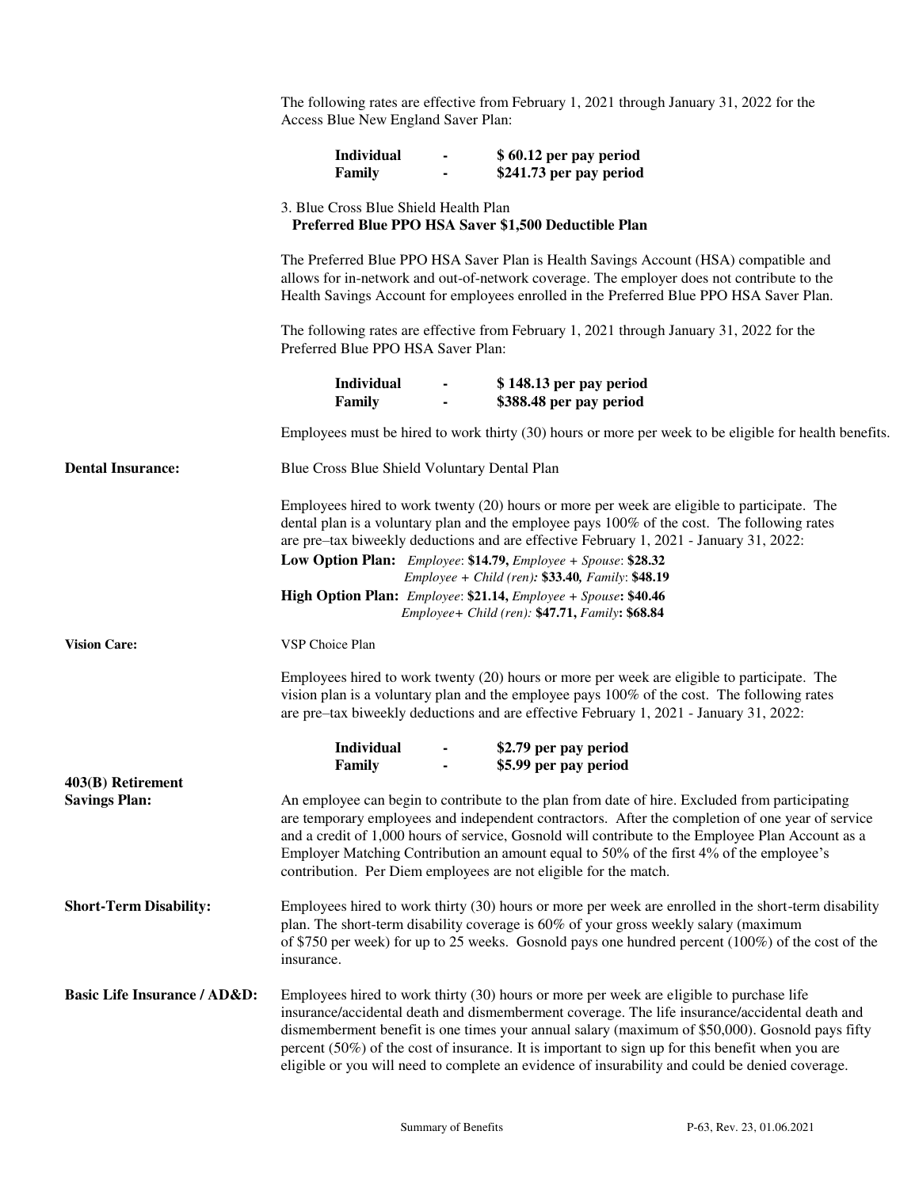The following rates are effective from February 1, 2021 through January 31, 2022 for the Access Blue New England Saver Plan:

| | | |
|---|---|---|
| **Individual** | - | **$ 60.12 per pay period** |
| **Family** | - | **$241.73 per pay period** |

3. Blue Cross Blue Shield Health Plan
**Preferred Blue PPO HSA Saver $1,500 Deductible Plan**

The Preferred Blue PPO HSA Saver Plan is Health Savings Account (HSA) compatible and allows for in-network and out-of-network coverage. The employer does not contribute to the Health Savings Account for employees enrolled in the Preferred Blue PPO HSA Saver Plan.

The following rates are effective from February 1, 2021 through January 31, 2022 for the Preferred Blue PPO HSA Saver Plan:

| | | |
|---|---|---|
| **Individual** | - | **$ 148.13 per pay period** |
| **Family** | - | **$388.48 per pay period** |

Employees must be hired to work thirty (30) hours or more per week to be eligible for health benefits.

**Dental Insurance:**

Blue Cross Blue Shield Voluntary Dental Plan

Employees hired to work twenty (20) hours or more per week are eligible to participate. The dental plan is a voluntary plan and the employee pays 100% of the cost. The following rates are pre–tax biweekly deductions and are effective February 1, 2021 - January 31, 2022:

**Low Option Plan:** *Employee*: **$14.79,** *Employee + Spouse*: **$28.32**
*Employee + Child (ren)*: **$33.40,** *Family*: **$48.19**

**High Option Plan:** *Employee*: **$21.14,** *Employee + Spouse*: **$40.46**
*Employee+ Child (ren)*: **$47.71,** *Family*: **$68.84**

**Vision Care:**

VSP Choice Plan

Employees hired to work twenty (20) hours or more per week are eligible to participate. The vision plan is a voluntary plan and the employee pays 100% of the cost. The following rates are pre–tax biweekly deductions and are effective February 1, 2021 - January 31, 2022:

| | | |
|---|---|---|
| **Individual** | - | **$2.79 per pay period** |
| **Family** | - | **$5.99 per pay period** |

**403(B) Retirement Savings Plan:**

An employee can begin to contribute to the plan from date of hire. Excluded from participating are temporary employees and independent contractors. After the completion of one year of service and a credit of 1,000 hours of service, Gosnold will contribute to the Employee Plan Account as a Employer Matching Contribution an amount equal to 50% of the first 4% of the employee's contribution. Per Diem employees are not eligible for the match.

**Short-Term Disability:**

Employees hired to work thirty (30) hours or more per week are enrolled in the short-term disability plan. The short-term disability coverage is 60% of your gross weekly salary (maximum of $750 per week) for up to 25 weeks. Gosnold pays one hundred percent (100%) of the cost of the insurance.

**Basic Life Insurance / AD&D:**

Employees hired to work thirty (30) hours or more per week are eligible to purchase life insurance/accidental death and dismemberment coverage. The life insurance/accidental death and dismemberment benefit is one times your annual salary (maximum of $50,000). Gosnold pays fifty percent (50%) of the cost of insurance. It is important to sign up for this benefit when you are eligible or you will need to complete an evidence of insurability and could be denied coverage.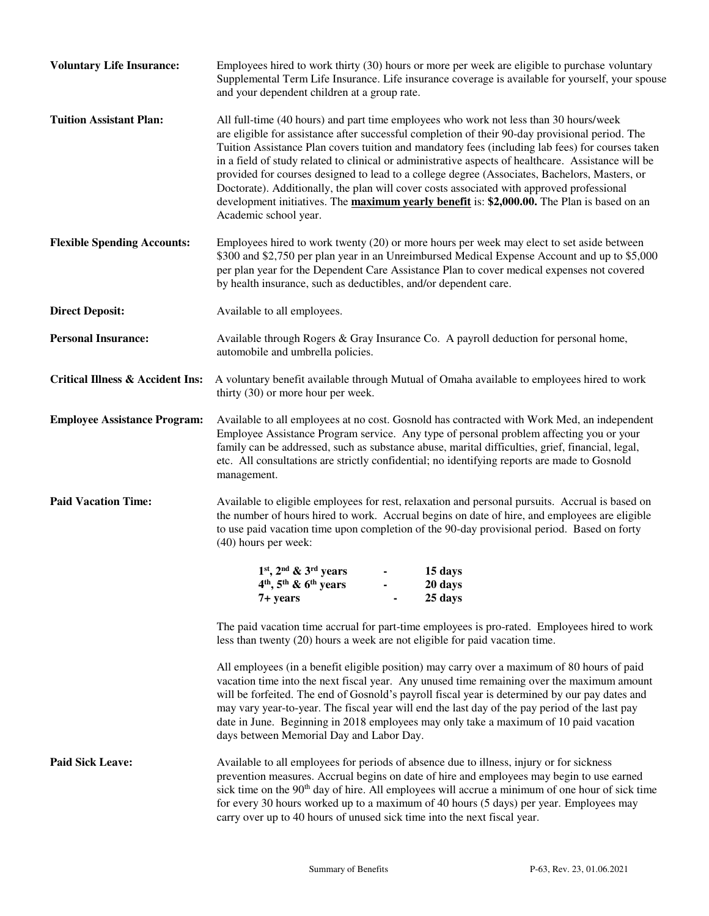**Voluntary Life Insurance:** Employees hired to work thirty (30) hours or more per week are eligible to purchase voluntary Supplemental Term Life Insurance. Life insurance coverage is available for yourself, your spouse and your dependent children at a group rate.

**Tuition Assistant Plan:** All full-time (40 hours) and part time employees who work not less than 30 hours/week are eligible for assistance after successful completion of their 90-day provisional period. The Tuition Assistance Plan covers tuition and mandatory fees (including lab fees) for courses taken in a field of study related to clinical or administrative aspects of healthcare. Assistance will be provided for courses designed to lead to a college degree (Associates, Bachelors, Masters, or Doctorate). Additionally, the plan will cover costs associated with approved professional development initiatives. The **maximum yearly benefit** is: **$2,000.00.** The Plan is based on an Academic school year.

**Flexible Spending Accounts:** Employees hired to work twenty (20) or more hours per week may elect to set aside between $300 and $2,750 per plan year in an Unreimbursed Medical Expense Account and up to $5,000 per plan year for the Dependent Care Assistance Plan to cover medical expenses not covered by health insurance, such as deductibles, and/or dependent care.

**Direct Deposit:** Available to all employees.

**Personal Insurance:** Available through Rogers & Gray Insurance Co. A payroll deduction for personal home, automobile and umbrella policies.

**Critical Illness & Accident Ins:** A voluntary benefit available through Mutual of Omaha available to employees hired to work thirty (30) or more hour per week.

**Employee Assistance Program:** Available to all employees at no cost. Gosnold has contracted with Work Med, an independent Employee Assistance Program service. Any type of personal problem affecting you or your family can be addressed, such as substance abuse, marital difficulties, grief, financial, legal, etc. All consultations are strictly confidential; no identifying reports are made to Gosnold management.

**Paid Vacation Time:** Available to eligible employees for rest, relaxation and personal pursuits. Accrual is based on the number of hours hired to work. Accrual begins on date of hire, and employees are eligible to use paid vacation time upon completion of the 90-day provisional period. Based on forty (40) hours per week:

| | | |
|---|---|---|
| **1st, 2nd & 3rd years** | - | **15 days** |
| **4th, 5th & 6th years** | - | **20 days** |
| **7+ years** | - | **25 days** |

The paid vacation time accrual for part-time employees is pro-rated. Employees hired to work less than twenty (20) hours a week are not eligible for paid vacation time.

All employees (in a benefit eligible position) may carry over a maximum of 80 hours of paid vacation time into the next fiscal year. Any unused time remaining over the maximum amount will be forfeited. The end of Gosnold's payroll fiscal year is determined by our pay dates and may vary year-to-year. The fiscal year will end the last day of the pay period of the last pay date in June. Beginning in 2018 employees may only take a maximum of 10 paid vacation days between Memorial Day and Labor Day.

**Paid Sick Leave:** Available to all employees for periods of absence due to illness, injury or for sickness prevention measures. Accrual begins on date of hire and employees may begin to use earned sick time on the 90th day of hire. All employees will accrue a minimum of one hour of sick time for every 30 hours worked up to a maximum of 40 hours (5 days) per year. Employees may carry over up to 40 hours of unused sick time into the next fiscal year.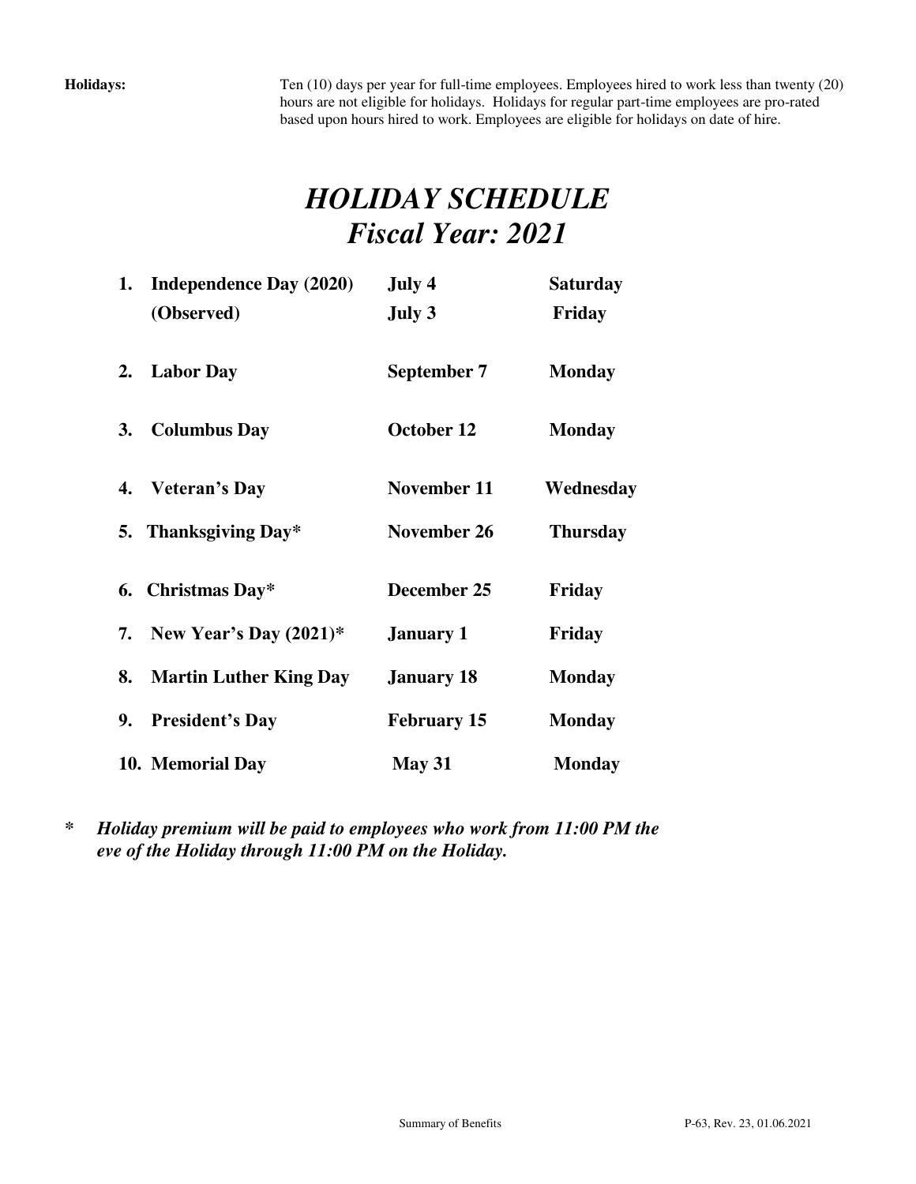**Holidays:** Ten (10) days per year for full-time employees. Employees hired to work less than twenty (20) hours are not eligible for holidays. Holidays for regular part-time employees are pro-rated based upon hours hired to work. Employees are eligible for holidays on date of hire.

# *HOLIDAY SCHEDULE*
# *Fiscal Year: 2021*

| | | | |
|---|---|---|---|
| **1.** | **Independence Day (2020)** | **July 4** | **Saturday** |
| | **(Observed)** | **July 3** | **Friday** |
| **2.** | **Labor Day** | **September 7** | **Monday** |
| **3.** | **Columbus Day** | **October 12** | **Monday** |
| **4.** | **Veteran's Day** | **November 11** | **Wednesday** |
| **5.** | **Thanksgiving Day*** | **November 26** | **Thursday** |
| **6.** | **Christmas Day*** | **December 25** | **Friday** |
| **7.** | **New Year's Day (2021)*** | **January 1** | **Friday** |
| **8.** | **Martin Luther King Day** | **January 18** | **Monday** |
| **9.** | **President's Day** | **February 15** | **Monday** |
| **10.** | **Memorial Day** | **May 31** | **Monday** |

**\*** ***Holiday premium will be paid to employees who work from 11:00 PM the eve of the Holiday through 11:00 PM on the Holiday.***